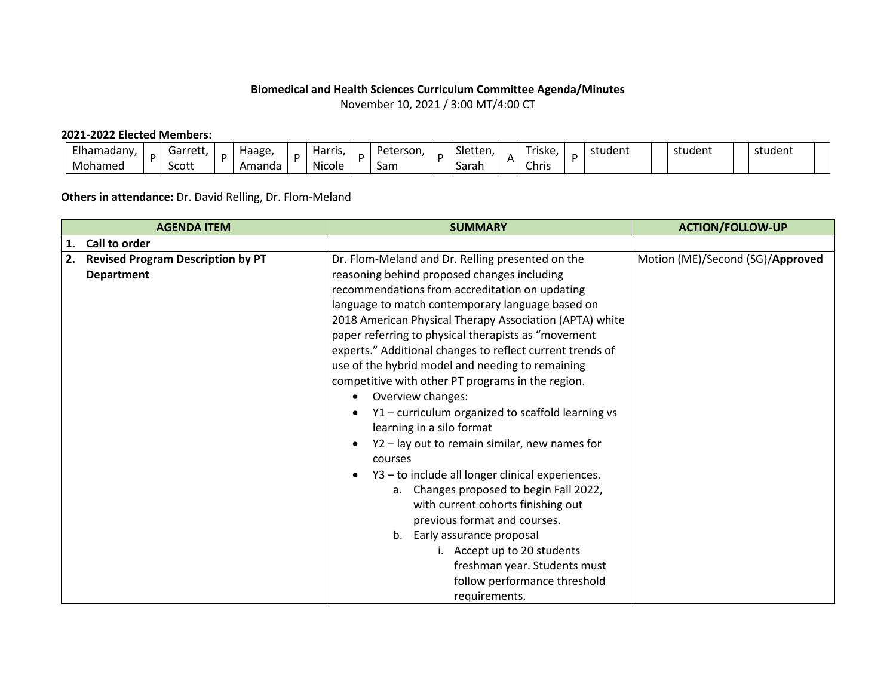**Biomedical and Health Sciences Curriculum Committee Agenda/Minutes**

November 10, 2021 / 3:00 MT/4:00 CT

**2021-2022 Elected Members:**

| Elhamadany, Mohamed | P | Garrett, Scott | P | Haage, Amanda | P | Harris, Nicole | P | Peterson, Sam | P | Sletten, Sarah | A | Triske, Chris | P | student | | student | | student | |
|---|---|---|---|---|---|---|---|---|---|---|---|---|---|---|---|---|---|---|---|

**Others in attendance:** Dr. David Relling, Dr. Flom-Meland

| AGENDA ITEM | SUMMARY | ACTION/FOLLOW-UP |
|---|---|---|
| **1. Call to order** | | |
| **2. Revised Program Description by PT Department** | Dr. Flom-Meland and Dr. Relling presented on the reasoning behind proposed changes including recommendations from accreditation on updating language to match contemporary language based on 2018 American Physical Therapy Association (APTA) white paper referring to physical therapists as "movement experts." Additional changes to reflect current trends of use of the hybrid model and needing to remaining competitive with other PT programs in the region.<br>• Overview changes:<br>• Y1 – curriculum organized to scaffold learning vs learning in a silo format<br>• Y2 – lay out to remain similar, new names for courses<br>• Y3 – to include all longer clinical experiences.<br>a. Changes proposed to begin Fall 2022, with current cohorts finishing out previous format and courses.<br>b. Early assurance proposal<br>i. Accept up to 20 students freshman year. Students must follow performance threshold requirements. | Motion (ME)/Second (SG)/**Approved** |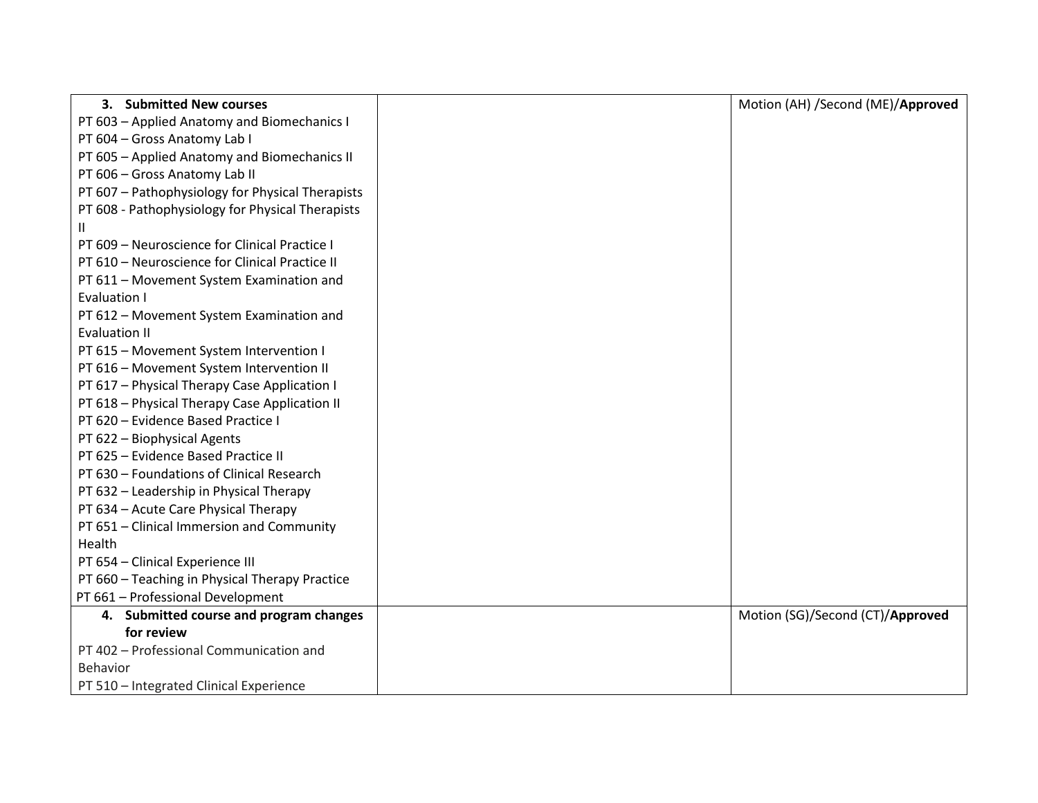| | | |
|---|---|---|
| **3. Submitted New courses**<br>PT 603 – Applied Anatomy and Biomechanics I<br>PT 604 – Gross Anatomy Lab I<br>PT 605 – Applied Anatomy and Biomechanics II<br>PT 606 – Gross Anatomy Lab II<br>PT 607 – Pathophysiology for Physical Therapists<br>PT 608 - Pathophysiology for Physical Therapists II<br>PT 609 – Neuroscience for Clinical Practice I<br>PT 610 – Neuroscience for Clinical Practice II<br>PT 611 – Movement System Examination and Evaluation I<br>PT 612 – Movement System Examination and Evaluation II<br>PT 615 – Movement System Intervention I<br>PT 616 – Movement System Intervention II<br>PT 617 – Physical Therapy Case Application I<br>PT 618 – Physical Therapy Case Application II<br>PT 620 – Evidence Based Practice I<br>PT 622 – Biophysical Agents<br>PT 625 – Evidence Based Practice II<br>PT 630 – Foundations of Clinical Research<br>PT 632 – Leadership in Physical Therapy<br>PT 634 – Acute Care Physical Therapy<br>PT 651 – Clinical Immersion and Community Health<br>PT 654 – Clinical Experience III<br>PT 660 – Teaching in Physical Therapy Practice<br>PT 661 – Professional Development | | Motion (AH) /Second (ME)/**Approved** |
| **4. Submitted course and program changes for review**<br>PT 402 – Professional Communication and Behavior<br>PT 510 – Integrated Clinical Experience | | Motion (SG)/Second (CT)/**Approved** |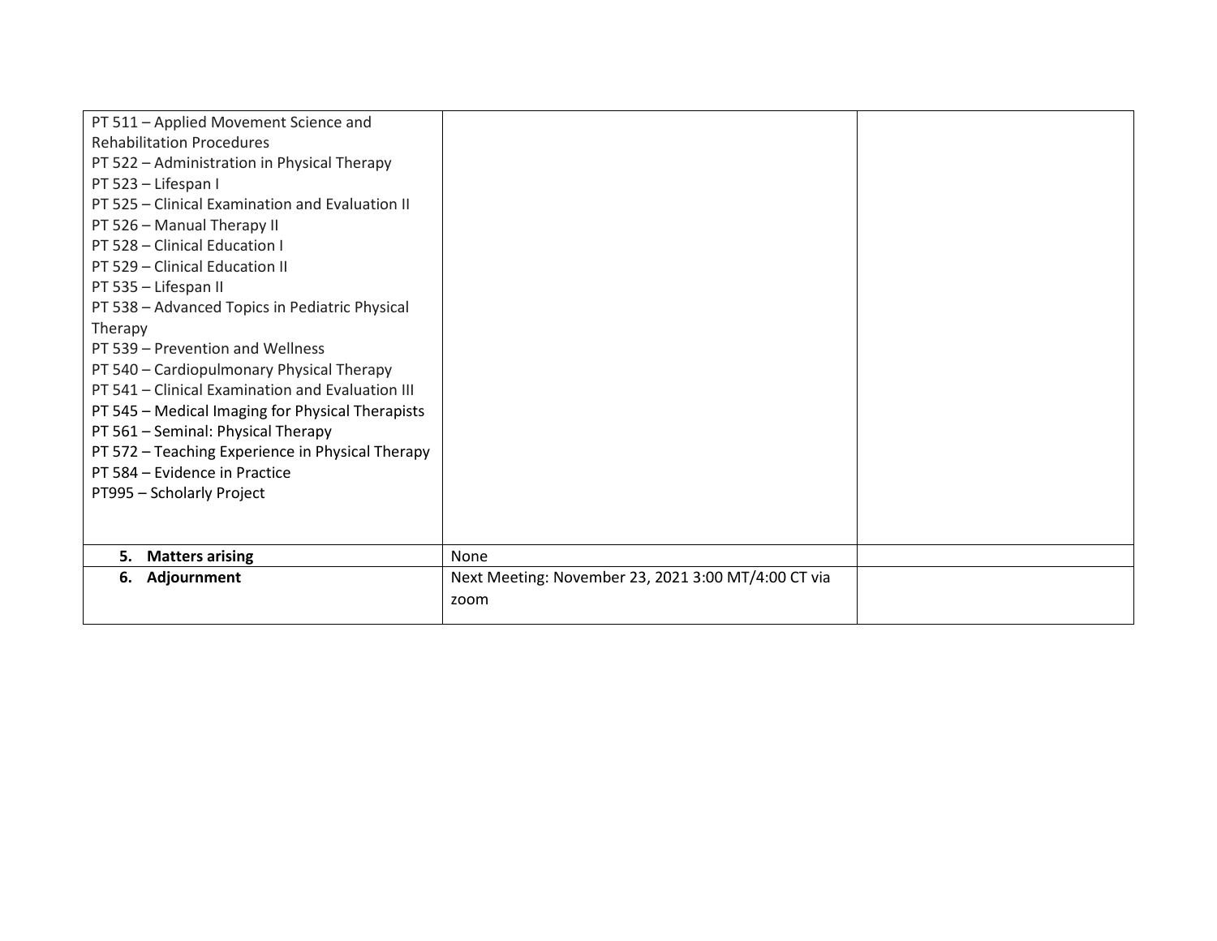| | | |
|---|---|---|
| PT 511 – Applied Movement Science and Rehabilitation Procedures<br>PT 522 – Administration in Physical Therapy<br>PT 523 – Lifespan I<br>PT 525 – Clinical Examination and Evaluation II<br>PT 526 – Manual Therapy II<br>PT 528 – Clinical Education I<br>PT 529 – Clinical Education II<br>PT 535 – Lifespan II<br>PT 538 – Advanced Topics in Pediatric Physical Therapy<br>PT 539 – Prevention and Wellness<br>PT 540 – Cardiopulmonary Physical Therapy<br>PT 541 – Clinical Examination and Evaluation III<br>PT 545 – Medical Imaging for Physical Therapists<br>PT 561 – Seminal: Physical Therapy<br>PT 572 – Teaching Experience in Physical Therapy<br>PT 584 – Evidence in Practice<br>PT995 – Scholarly Project | | |
| **5. Matters arising** | None | |
| **6. Adjournment** | Next Meeting: November 23, 2021 3:00 MT/4:00 CT via zoom | |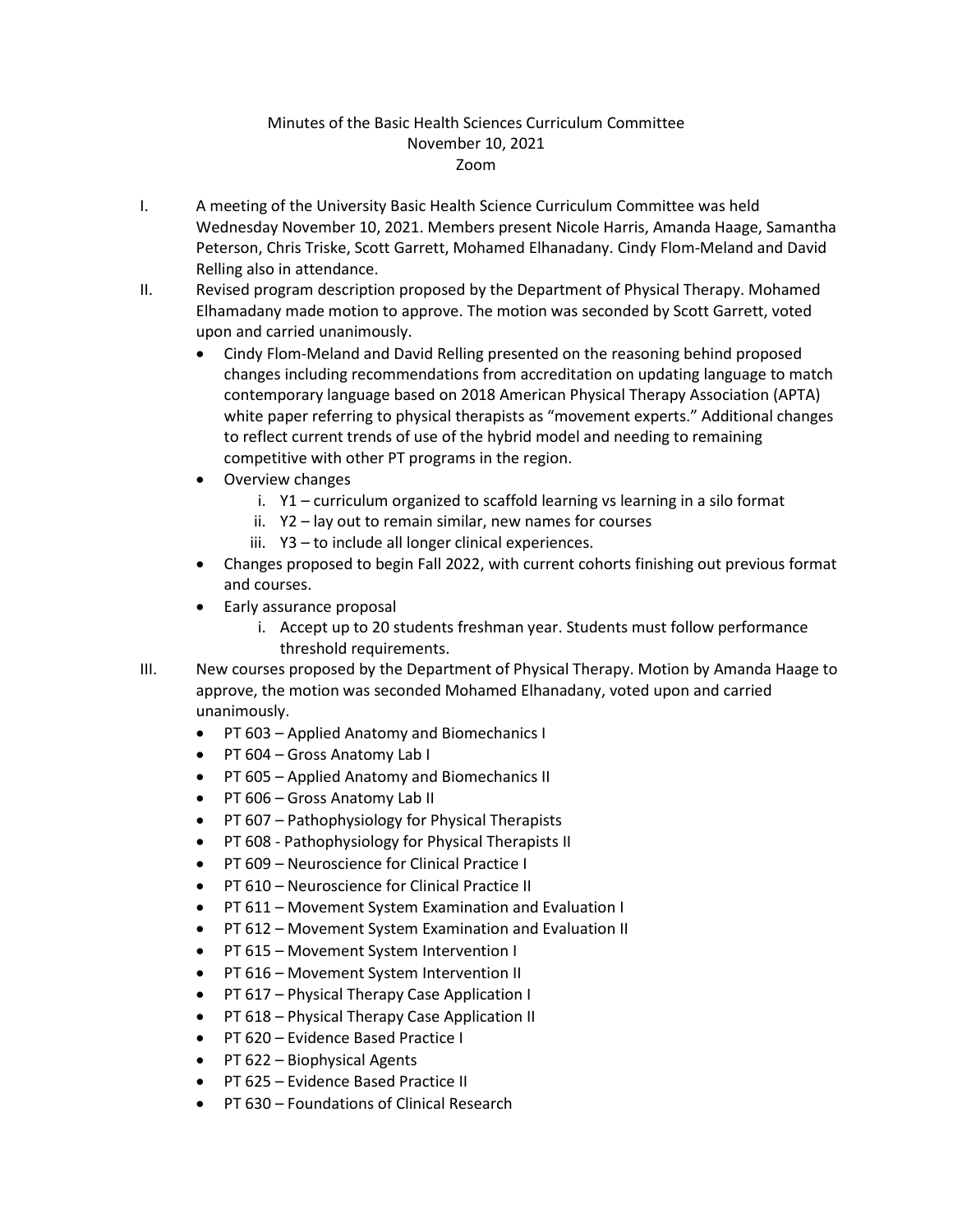Minutes of the Basic Health Sciences Curriculum Committee
November 10, 2021
Zoom

I. A meeting of the University Basic Health Science Curriculum Committee was held Wednesday November 10, 2021. Members present Nicole Harris, Amanda Haage, Samantha Peterson, Chris Triske, Scott Garrett, Mohamed Elhanadany. Cindy Flom-Meland and David Relling also in attendance.

II. Revised program description proposed by the Department of Physical Therapy. Mohamed Elhamadany made motion to approve. The motion was seconded by Scott Garrett, voted upon and carried unanimously.
   - Cindy Flom-Meland and David Relling presented on the reasoning behind proposed changes including recommendations from accreditation on updating language to match contemporary language based on 2018 American Physical Therapy Association (APTA) white paper referring to physical therapists as "movement experts." Additional changes to reflect current trends of use of the hybrid model and needing to remaining competitive with other PT programs in the region.
   - Overview changes
     i. Y1 – curriculum organized to scaffold learning vs learning in a silo format
     ii. Y2 – lay out to remain similar, new names for courses
     iii. Y3 – to include all longer clinical experiences.
   - Changes proposed to begin Fall 2022, with current cohorts finishing out previous format and courses.
   - Early assurance proposal
     i. Accept up to 20 students freshman year. Students must follow performance threshold requirements.

III. New courses proposed by the Department of Physical Therapy. Motion by Amanda Haage to approve, the motion was seconded Mohamed Elhanadany, voted upon and carried unanimously.
   - PT 603 – Applied Anatomy and Biomechanics I
   - PT 604 – Gross Anatomy Lab I
   - PT 605 – Applied Anatomy and Biomechanics II
   - PT 606 – Gross Anatomy Lab II
   - PT 607 – Pathophysiology for Physical Therapists
   - PT 608 - Pathophysiology for Physical Therapists II
   - PT 609 – Neuroscience for Clinical Practice I
   - PT 610 – Neuroscience for Clinical Practice II
   - PT 611 – Movement System Examination and Evaluation I
   - PT 612 – Movement System Examination and Evaluation II
   - PT 615 – Movement System Intervention I
   - PT 616 – Movement System Intervention II
   - PT 617 – Physical Therapy Case Application I
   - PT 618 – Physical Therapy Case Application II
   - PT 620 – Evidence Based Practice I
   - PT 622 – Biophysical Agents
   - PT 625 – Evidence Based Practice II
   - PT 630 – Foundations of Clinical Research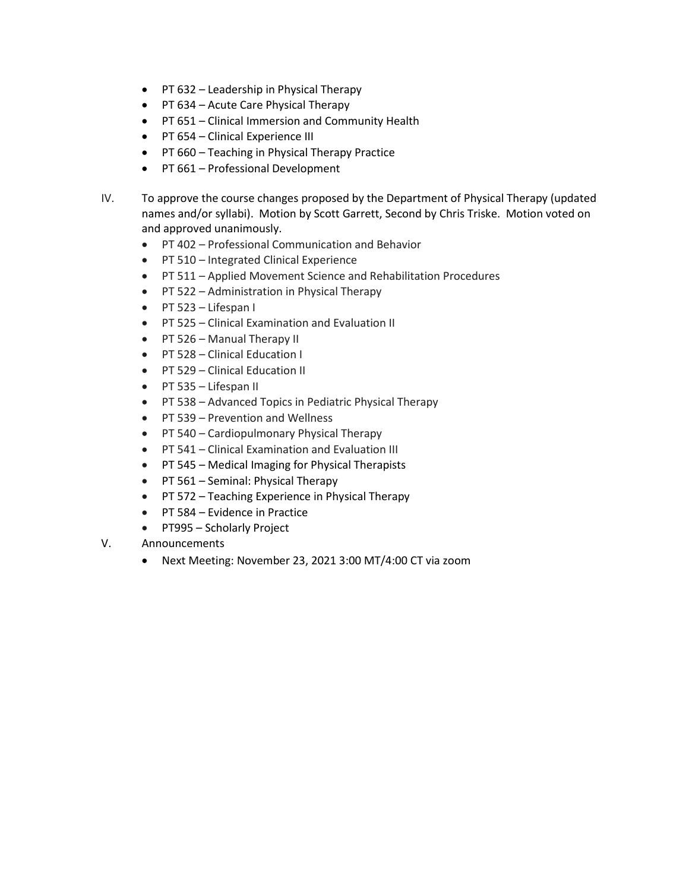- PT 632 – Leadership in Physical Therapy
- PT 634 – Acute Care Physical Therapy
- PT 651 – Clinical Immersion and Community Health
- PT 654 – Clinical Experience III
- PT 660 – Teaching in Physical Therapy Practice
- PT 661 – Professional Development

IV. To approve the course changes proposed by the Department of Physical Therapy (updated names and/or syllabi). Motion by Scott Garrett, Second by Chris Triske. Motion voted on and approved unanimously.

- PT 402 – Professional Communication and Behavior
- PT 510 – Integrated Clinical Experience
- PT 511 – Applied Movement Science and Rehabilitation Procedures
- PT 522 – Administration in Physical Therapy
- PT 523 – Lifespan I
- PT 525 – Clinical Examination and Evaluation II
- PT 526 – Manual Therapy II
- PT 528 – Clinical Education I
- PT 529 – Clinical Education II
- PT 535 – Lifespan II
- PT 538 – Advanced Topics in Pediatric Physical Therapy
- PT 539 – Prevention and Wellness
- PT 540 – Cardiopulmonary Physical Therapy
- PT 541 – Clinical Examination and Evaluation III
- PT 545 – Medical Imaging for Physical Therapists
- PT 561 – Seminal: Physical Therapy
- PT 572 – Teaching Experience in Physical Therapy
- PT 584 – Evidence in Practice
- PT995 – Scholarly Project

V. Announcements

- Next Meeting: November 23, 2021 3:00 MT/4:00 CT via zoom